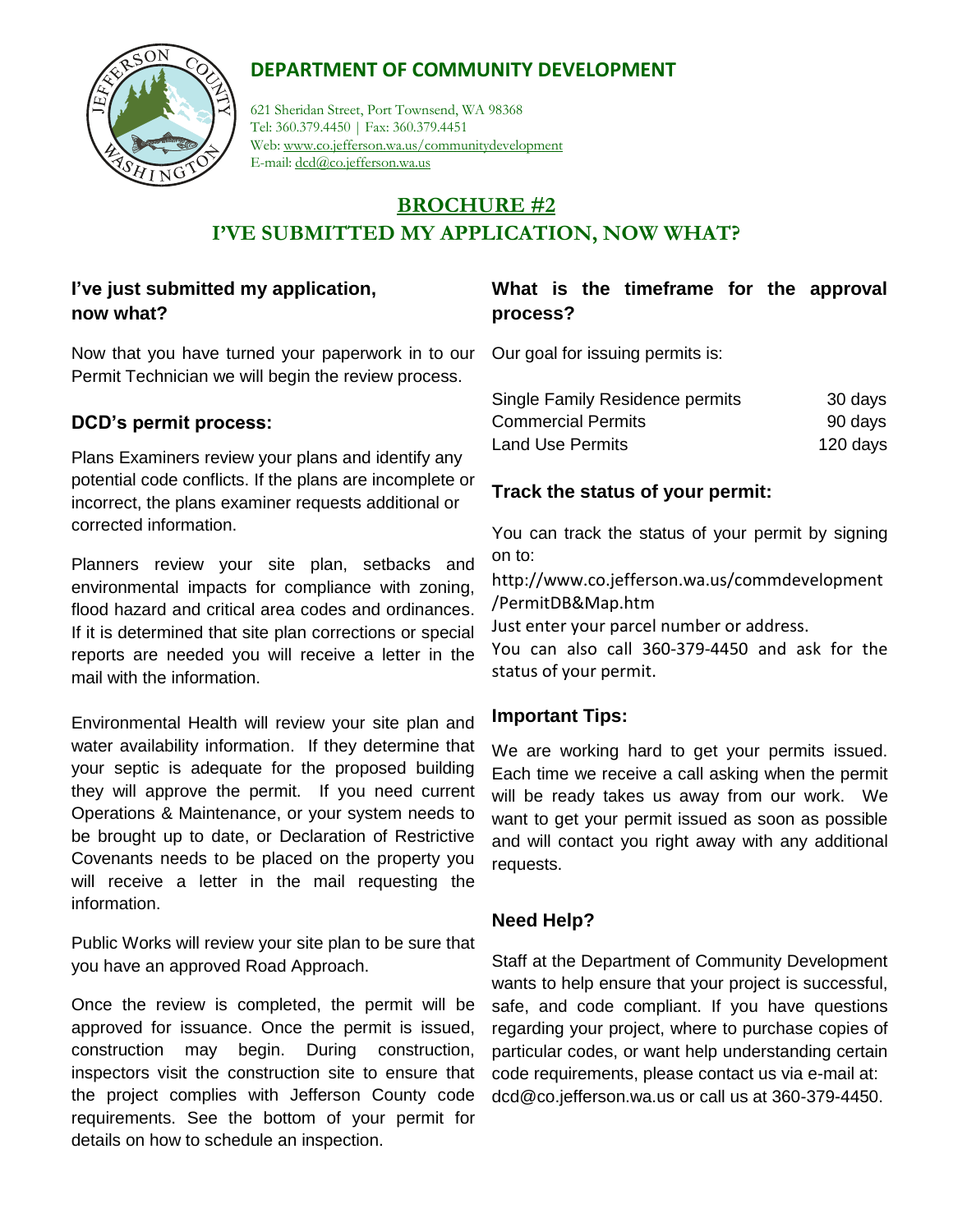## DEPARTMENT OF COMMUNITY DEVELOPMENT

621 Sheridan Street, Port Townsend, WA 98368
Tel: 360.379.4450 | Fax: 360.379.4451
Web: www.co.jefferson.wa.us/communitydevelopment
E-mail: dcd@co.jefferson.wa.us

# BROCHURE #2
# I'VE SUBMITTED MY APPLICATION, NOW WHAT?

### I've just submitted my application, now what?

Now that you have turned your paperwork in to our Permit Technician we will begin the review process.

### DCD's permit process:

Plans Examiners review your plans and identify any potential code conflicts. If the plans are incomplete or incorrect, the plans examiner requests additional or corrected information.

Planners review your site plan, setbacks and environmental impacts for compliance with zoning, flood hazard and critical area codes and ordinances. If it is determined that site plan corrections or special reports are needed you will receive a letter in the mail with the information.

Environmental Health will review your site plan and water availability information. If they determine that your septic is adequate for the proposed building they will approve the permit. If you need current Operations & Maintenance, or your system needs to be brought up to date, or Declaration of Restrictive Covenants needs to be placed on the property you will receive a letter in the mail requesting the information.

Public Works will review your site plan to be sure that you have an approved Road Approach.

Once the review is completed, the permit will be approved for issuance. Once the permit is issued, construction may begin. During construction, inspectors visit the construction site to ensure that the project complies with Jefferson County code requirements. See the bottom of your permit for details on how to schedule an inspection.

### What is the timeframe for the approval process?

Our goal for issuing permits is:

| | |
|---|---|
| Single Family Residence permits | 30 days |
| Commercial Permits | 90 days |
| Land Use Permits | 120 days |

### Track the status of your permit:

You can track the status of your permit by signing on to:
http://www.co.jefferson.wa.us/commdevelopment/PermitDB&Map.htm
Just enter your parcel number or address.
You can also call 360-379-4450 and ask for the status of your permit.

### Important Tips:

We are working hard to get your permits issued. Each time we receive a call asking when the permit will be ready takes us away from our work. We want to get your permit issued as soon as possible and will contact you right away with any additional requests.

### Need Help?

Staff at the Department of Community Development wants to help ensure that your project is successful, safe, and code compliant. If you have questions regarding your project, where to purchase copies of particular codes, or want help understanding certain code requirements, please contact us via e-mail at: dcd@co.jefferson.wa.us or call us at 360-379-4450.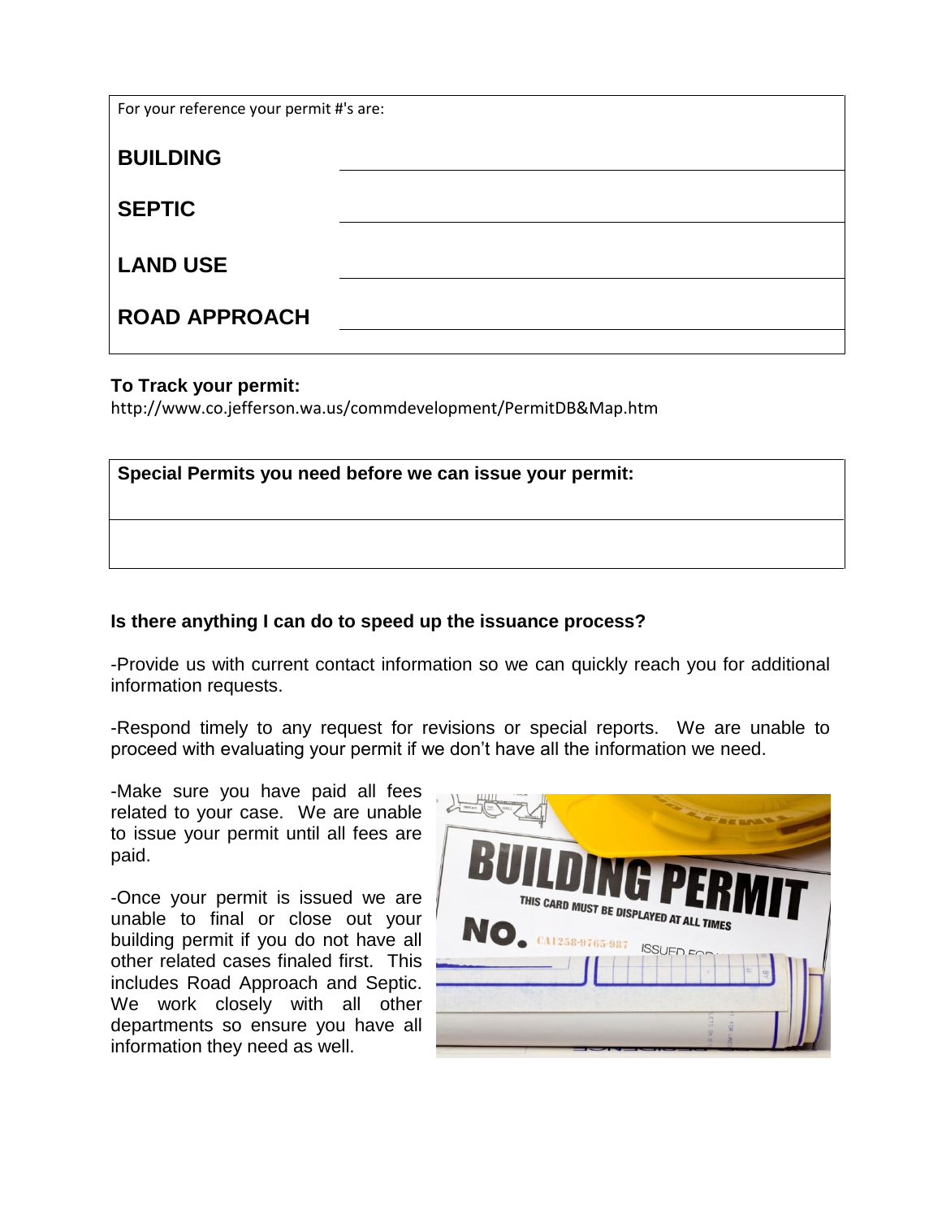| For your reference your permit #'s are: | |
|---|---|
| **BUILDING** | |
| **SEPTIC** | |
| **LAND USE** | |
| **ROAD APPROACH** | |

**To Track your permit:**

http://www.co.jefferson.wa.us/commdevelopment/PermitDB&Map.htm

| **Special Permits you need before we can issue your permit:** |
|---|
| |

**Is there anything I can do to speed up the issuance process?**

-Provide us with current contact information so we can quickly reach you for additional information requests.

-Respond timely to any request for revisions or special reports. We are unable to proceed with evaluating your permit if we don't have all the information we need.

-Make sure you have paid all fees related to your case. We are unable to issue your permit until all fees are paid.

-Once your permit is issued we are unable to final or close out your building permit if you do not have all other related cases finaled first. This includes Road Approach and Septic. We work closely with all other departments so ensure you have all information they need as well.